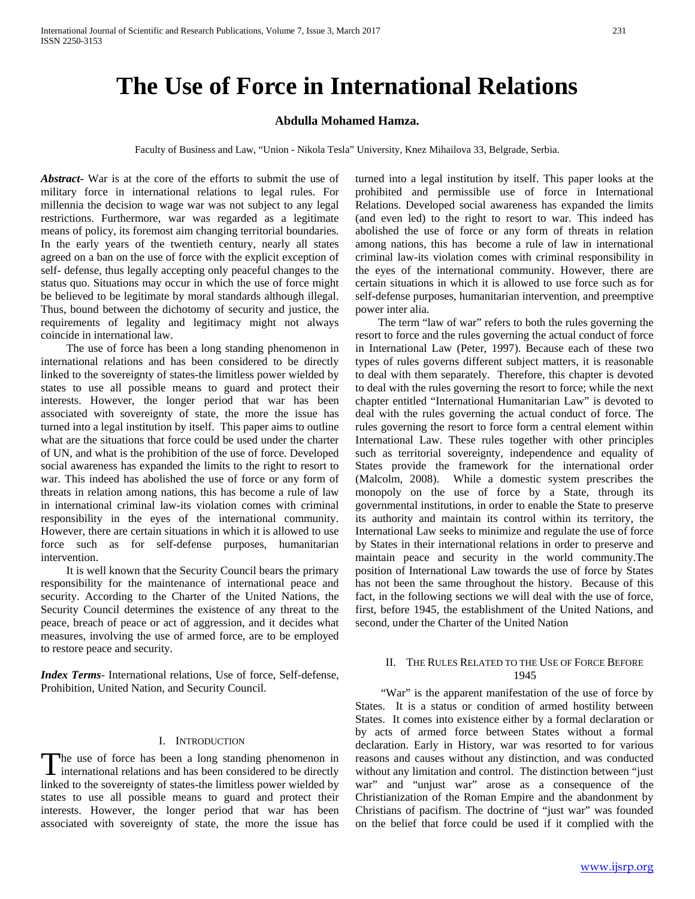# The Use of Force in International Relations

**Abdulla Mohamed Hamza.**

Faculty of Business and Law, "Union - Nikola Tesla" University, Knez Mihailova 33, Belgrade, Serbia.

***Abstract***- War is at the core of the efforts to submit the use of military force in international relations to legal rules. For millennia the decision to wage war was not subject to any legal restrictions. Furthermore, war was regarded as a legitimate means of policy, its foremost aim changing territorial boundaries. In the early years of the twentieth century, nearly all states agreed on a ban on the use of force with the explicit exception of self- defense, thus legally accepting only peaceful changes to the status quo. Situations may occur in which the use of force might be believed to be legitimate by moral standards although illegal. Thus, bound between the dichotomy of security and justice, the requirements of legality and legitimacy might not always coincide in international law.

The use of force has been a long standing phenomenon in international relations and has been considered to be directly linked to the sovereignty of states-the limitless power wielded by states to use all possible means to guard and protect their interests. However, the longer period that war has been associated with sovereignty of state, the more the issue has turned into a legal institution by itself. This paper aims to outline what are the situations that force could be used under the charter of UN, and what is the prohibition of the use of force. Developed social awareness has expanded the limits to the right to resort to war. This indeed has abolished the use of force or any form of threats in relation among nations, this has become a rule of law in international criminal law-its violation comes with criminal responsibility in the eyes of the international community. However, there are certain situations in which it is allowed to use force such as for self-defense purposes, humanitarian intervention.

It is well known that the Security Council bears the primary responsibility for the maintenance of international peace and security. According to the Charter of the United Nations, the Security Council determines the existence of any threat to the peace, breach of peace or act of aggression, and it decides what measures, involving the use of armed force, are to be employed to restore peace and security.

***Index Terms***- International relations, Use of force, Self-defense, Prohibition, United Nation, and Security Council.

## I. Introduction

The use of force has been a long standing phenomenon in international relations and has been considered to be directly linked to the sovereignty of states-the limitless power wielded by states to use all possible means to guard and protect their interests. However, the longer period that war has been associated with sovereignty of state, the more the issue has turned into a legal institution by itself. This paper looks at the prohibited and permissible use of force in International Relations. Developed social awareness has expanded the limits (and even led) to the right to resort to war. This indeed has abolished the use of force or any form of threats in relation among nations, this has become a rule of law in international criminal law-its violation comes with criminal responsibility in the eyes of the international community. However, there are certain situations in which it is allowed to use force such as for self-defense purposes, humanitarian intervention, and preemptive power inter alia.

The term "law of war" refers to both the rules governing the resort to force and the rules governing the actual conduct of force in International Law (Peter, 1997). Because each of these two types of rules governs different subject matters, it is reasonable to deal with them separately. Therefore, this chapter is devoted to deal with the rules governing the resort to force; while the next chapter entitled "International Humanitarian Law" is devoted to deal with the rules governing the actual conduct of force. The rules governing the resort to force form a central element within International Law. These rules together with other principles such as territorial sovereignty, independence and equality of States provide the framework for the international order (Malcolm, 2008). While a domestic system prescribes the monopoly on the use of force by a State, through its governmental institutions, in order to enable the State to preserve its authority and maintain its control within its territory, the International Law seeks to minimize and regulate the use of force by States in their international relations in order to preserve and maintain peace and security in the world community.The position of International Law towards the use of force by States has not been the same throughout the history. Because of this fact, in the following sections we will deal with the use of force, first, before 1945, the establishment of the United Nations, and second, under the Charter of the United Nation

## II. The Rules Related to the Use of Force Before 1945

"War" is the apparent manifestation of the use of force by States. It is a status or condition of armed hostility between States. It comes into existence either by a formal declaration or by acts of armed force between States without a formal declaration. Early in History, war was resorted to for various reasons and causes without any distinction, and was conducted without any limitation and control. The distinction between "just war" and "unjust war" arose as a consequence of the Christianization of the Roman Empire and the abandonment by Christians of pacifism. The doctrine of "just war" was founded on the belief that force could be used if it complied with the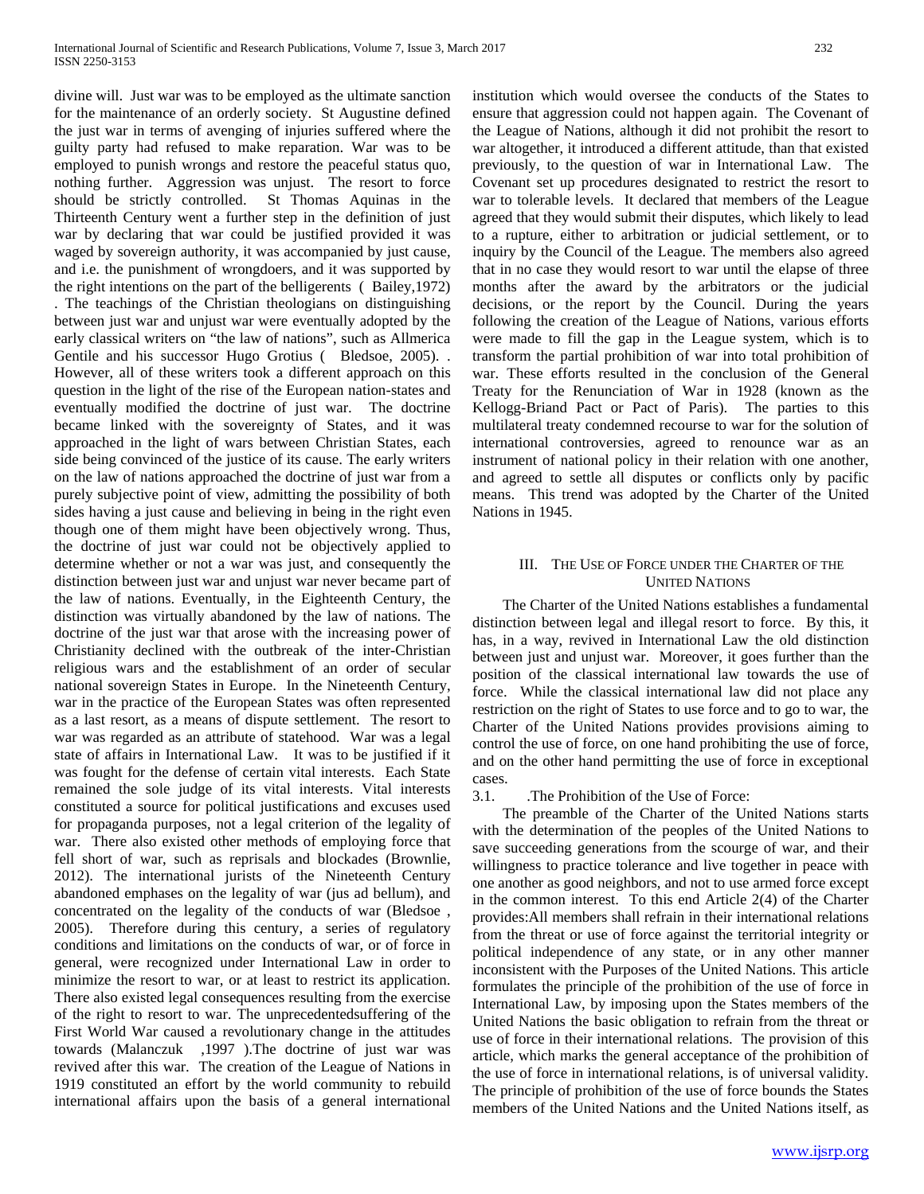divine will. Just war was to be employed as the ultimate sanction for the maintenance of an orderly society. St Augustine defined the just war in terms of avenging of injuries suffered where the guilty party had refused to make reparation. War was to be employed to punish wrongs and restore the peaceful status quo, nothing further. Aggression was unjust. The resort to force should be strictly controlled. St Thomas Aquinas in the Thirteenth Century went a further step in the definition of just war by declaring that war could be justified provided it was waged by sovereign authority, it was accompanied by just cause, and i.e. the punishment of wrongdoers, and it was supported by the right intentions on the part of the belligerents ( Bailey,1972) . The teachings of the Christian theologians on distinguishing between just war and unjust war were eventually adopted by the early classical writers on "the law of nations", such as Allmerica Gentile and his successor Hugo Grotius ( Bledsoe, 2005). . However, all of these writers took a different approach on this question in the light of the rise of the European nation-states and eventually modified the doctrine of just war. The doctrine became linked with the sovereignty of States, and it was approached in the light of wars between Christian States, each side being convinced of the justice of its cause. The early writers on the law of nations approached the doctrine of just war from a purely subjective point of view, admitting the possibility of both sides having a just cause and believing in being in the right even though one of them might have been objectively wrong. Thus, the doctrine of just war could not be objectively applied to determine whether or not a war was just, and consequently the distinction between just war and unjust war never became part of the law of nations. Eventually, in the Eighteenth Century, the distinction was virtually abandoned by the law of nations. The doctrine of the just war that arose with the increasing power of Christianity declined with the outbreak of the inter-Christian religious wars and the establishment of an order of secular national sovereign States in Europe. In the Nineteenth Century, war in the practice of the European States was often represented as a last resort, as a means of dispute settlement. The resort to war was regarded as an attribute of statehood. War was a legal state of affairs in International Law. It was to be justified if it was fought for the defense of certain vital interests. Each State remained the sole judge of its vital interests. Vital interests constituted a source for political justifications and excuses used for propaganda purposes, not a legal criterion of the legality of war. There also existed other methods of employing force that fell short of war, such as reprisals and blockades (Brownlie, 2012). The international jurists of the Nineteenth Century abandoned emphases on the legality of war (jus ad bellum), and concentrated on the legality of the conducts of war (Bledsoe , 2005). Therefore during this century, a series of regulatory conditions and limitations on the conducts of war, or of force in general, were recognized under International Law in order to minimize the resort to war, or at least to restrict its application. There also existed legal consequences resulting from the exercise of the right to resort to war. The unprecedentedsuffering of the First World War caused a revolutionary change in the attitudes towards (Malanczuk ,1997 ).The doctrine of just war was revived after this war. The creation of the League of Nations in 1919 constituted an effort by the world community to rebuild international affairs upon the basis of a general international institution which would oversee the conducts of the States to ensure that aggression could not happen again. The Covenant of the League of Nations, although it did not prohibit the resort to war altogether, it introduced a different attitude, than that existed previously, to the question of war in International Law. The Covenant set up procedures designated to restrict the resort to war to tolerable levels. It declared that members of the League agreed that they would submit their disputes, which likely to lead to a rupture, either to arbitration or judicial settlement, or to inquiry by the Council of the League. The members also agreed that in no case they would resort to war until the elapse of three months after the award by the arbitrators or the judicial decisions, or the report by the Council. During the years following the creation of the League of Nations, various efforts were made to fill the gap in the League system, which is to transform the partial prohibition of war into total prohibition of war. These efforts resulted in the conclusion of the General Treaty for the Renunciation of War in 1928 (known as the Kellogg-Briand Pact or Pact of Paris). The parties to this multilateral treaty condemned recourse to war for the solution of international controversies, agreed to renounce war as an instrument of national policy in their relation with one another, and agreed to settle all disputes or conflicts only by pacific means. This trend was adopted by the Charter of the United Nations in 1945.

## III. The Use of Force under the Charter of the United Nations

The Charter of the United Nations establishes a fundamental distinction between legal and illegal resort to force. By this, it has, in a way, revived in International Law the old distinction between just and unjust war. Moreover, it goes further than the position of the classical international law towards the use of force. While the classical international law did not place any restriction on the right of States to use force and to go to war, the Charter of the United Nations provides provisions aiming to control the use of force, on one hand prohibiting the use of force, and on the other hand permitting the use of force in exceptional cases.

### 3.1. .The Prohibition of the Use of Force:

The preamble of the Charter of the United Nations starts with the determination of the peoples of the United Nations to save succeeding generations from the scourge of war, and their willingness to practice tolerance and live together in peace with one another as good neighbors, and not to use armed force except in the common interest. To this end Article 2(4) of the Charter provides:All members shall refrain in their international relations from the threat or use of force against the territorial integrity or political independence of any state, or in any other manner inconsistent with the Purposes of the United Nations. This article formulates the principle of the prohibition of the use of force in International Law, by imposing upon the States members of the United Nations the basic obligation to refrain from the threat or use of force in their international relations. The provision of this article, which marks the general acceptance of the prohibition of the use of force in international relations, is of universal validity. The principle of prohibition of the use of force bounds the States members of the United Nations and the United Nations itself, as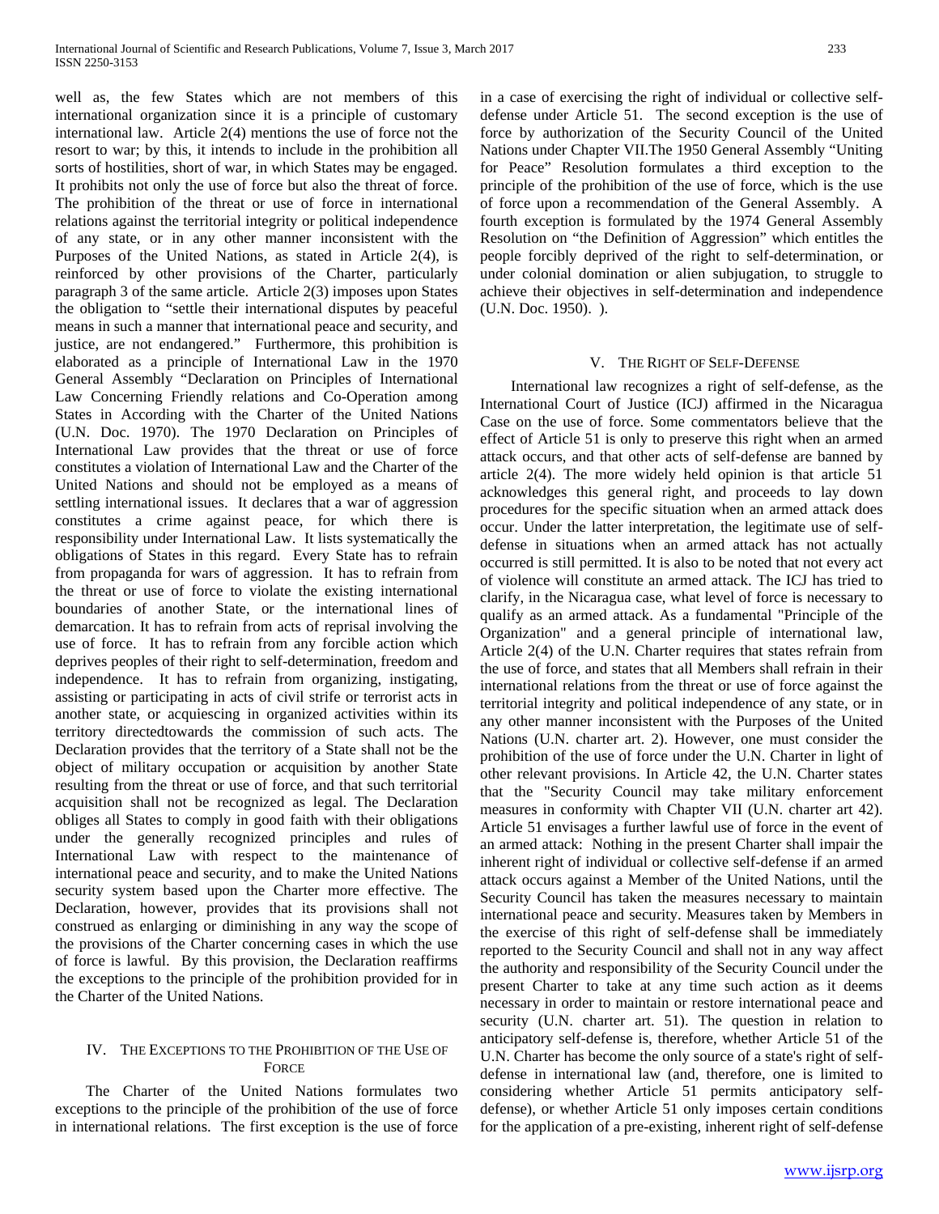well as, the few States which are not members of this international organization since it is a principle of customary international law. Article 2(4) mentions the use of force not the resort to war; by this, it intends to include in the prohibition all sorts of hostilities, short of war, in which States may be engaged. It prohibits not only the use of force but also the threat of force. The prohibition of the threat or use of force in international relations against the territorial integrity or political independence of any state, or in any other manner inconsistent with the Purposes of the United Nations, as stated in Article 2(4), is reinforced by other provisions of the Charter, particularly paragraph 3 of the same article. Article 2(3) imposes upon States the obligation to "settle their international disputes by peaceful means in such a manner that international peace and security, and justice, are not endangered." Furthermore, this prohibition is elaborated as a principle of International Law in the 1970 General Assembly "Declaration on Principles of International Law Concerning Friendly relations and Co-Operation among States in According with the Charter of the United Nations (U.N. Doc. 1970). The 1970 Declaration on Principles of International Law provides that the threat or use of force constitutes a violation of International Law and the Charter of the United Nations and should not be employed as a means of settling international issues. It declares that a war of aggression constitutes a crime against peace, for which there is responsibility under International Law. It lists systematically the obligations of States in this regard. Every State has to refrain from propaganda for wars of aggression. It has to refrain from the threat or use of force to violate the existing international boundaries of another State, or the international lines of demarcation. It has to refrain from acts of reprisal involving the use of force. It has to refrain from any forcible action which deprives peoples of their right to self-determination, freedom and independence. It has to refrain from organizing, instigating, assisting or participating in acts of civil strife or terrorist acts in another state, or acquiescing in organized activities within its territory directedtowards the commission of such acts. The Declaration provides that the territory of a State shall not be the object of military occupation or acquisition by another State resulting from the threat or use of force, and that such territorial acquisition shall not be recognized as legal. The Declaration obliges all States to comply in good faith with their obligations under the generally recognized principles and rules of International Law with respect to the maintenance of international peace and security, and to make the United Nations security system based upon the Charter more effective. The Declaration, however, provides that its provisions shall not construed as enlarging or diminishing in any way the scope of the provisions of the Charter concerning cases in which the use of force is lawful. By this provision, the Declaration reaffirms the exceptions to the principle of the prohibition provided for in the Charter of the United Nations.

## IV. The Exceptions to the Prohibition of the Use of Force

The Charter of the United Nations formulates two exceptions to the principle of the prohibition of the use of force in international relations. The first exception is the use of force in a case of exercising the right of individual or collective self-defense under Article 51. The second exception is the use of force by authorization of the Security Council of the United Nations under Chapter VII.The 1950 General Assembly "Uniting for Peace" Resolution formulates a third exception to the principle of the prohibition of the use of force, which is the use of force upon a recommendation of the General Assembly. A fourth exception is formulated by the 1974 General Assembly Resolution on "the Definition of Aggression" which entitles the people forcibly deprived of the right to self-determination, or under colonial domination or alien subjugation, to struggle to achieve their objectives in self-determination and independence (U.N. Doc. 1950). ).

## V. The Right of Self-Defense

International law recognizes a right of self-defense, as the International Court of Justice (ICJ) affirmed in the Nicaragua Case on the use of force. Some commentators believe that the effect of Article 51 is only to preserve this right when an armed attack occurs, and that other acts of self-defense are banned by article 2(4). The more widely held opinion is that article 51 acknowledges this general right, and proceeds to lay down procedures for the specific situation when an armed attack does occur. Under the latter interpretation, the legitimate use of self-defense in situations when an armed attack has not actually occurred is still permitted. It is also to be noted that not every act of violence will constitute an armed attack. The ICJ has tried to clarify, in the Nicaragua case, what level of force is necessary to qualify as an armed attack. As a fundamental "Principle of the Organization" and a general principle of international law, Article 2(4) of the U.N. Charter requires that states refrain from the use of force, and states that all Members shall refrain in their international relations from the threat or use of force against the territorial integrity and political independence of any state, or in any other manner inconsistent with the Purposes of the United Nations (U.N. charter art. 2). However, one must consider the prohibition of the use of force under the U.N. Charter in light of other relevant provisions. In Article 42, the U.N. Charter states that the "Security Council may take military enforcement measures in conformity with Chapter VII (U.N. charter art 42). Article 51 envisages a further lawful use of force in the event of an armed attack: Nothing in the present Charter shall impair the inherent right of individual or collective self-defense if an armed attack occurs against a Member of the United Nations, until the Security Council has taken the measures necessary to maintain international peace and security. Measures taken by Members in the exercise of this right of self-defense shall be immediately reported to the Security Council and shall not in any way affect the authority and responsibility of the Security Council under the present Charter to take at any time such action as it deems necessary in order to maintain or restore international peace and security (U.N. charter art. 51). The question in relation to anticipatory self-defense is, therefore, whether Article 51 of the U.N. Charter has become the only source of a state's right of self-defense in international law (and, therefore, one is limited to considering whether Article 51 permits anticipatory self-defense), or whether Article 51 only imposes certain conditions for the application of a pre-existing, inherent right of self-defense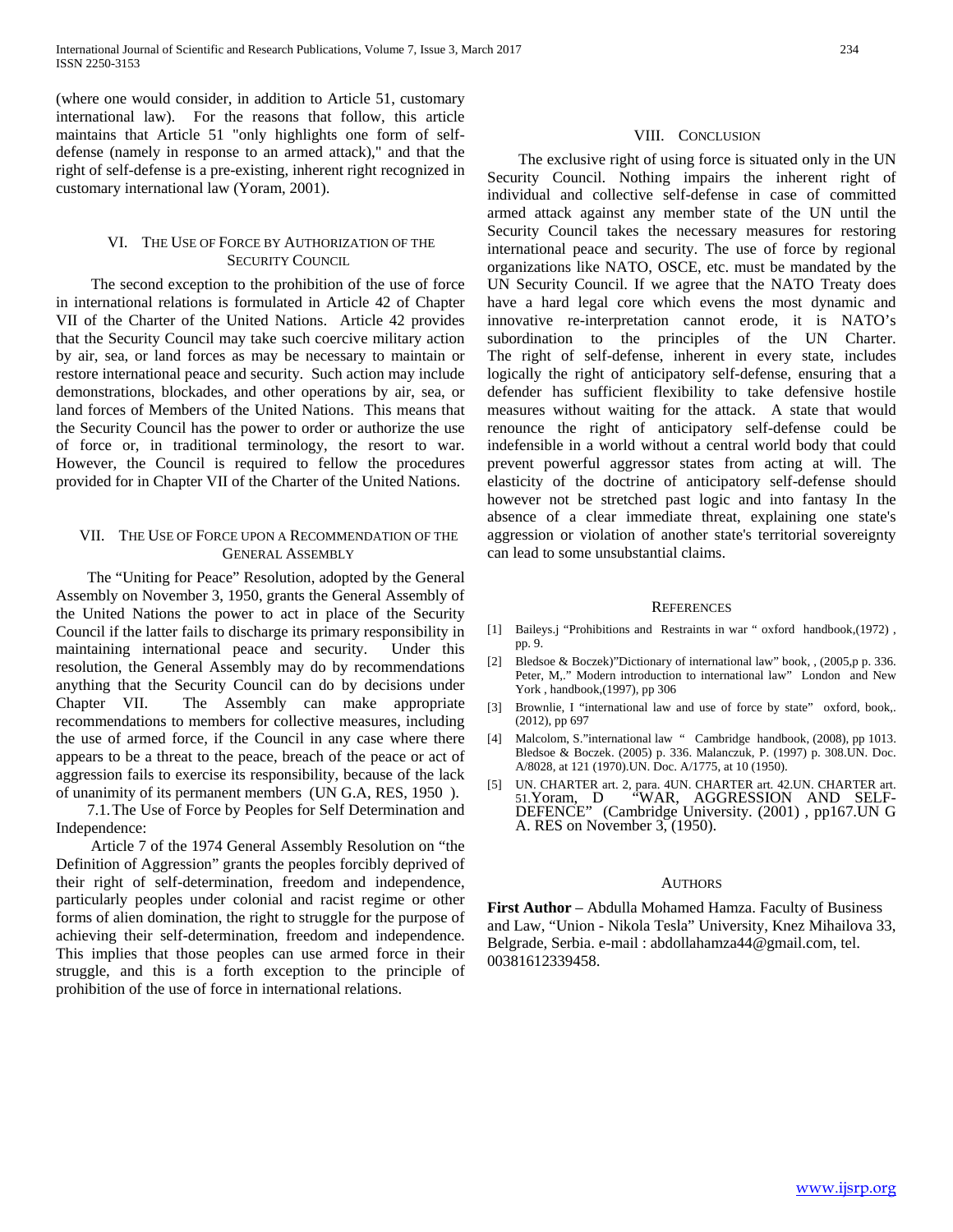(where one would consider, in addition to Article 51, customary international law). For the reasons that follow, this article maintains that Article 51 "only highlights one form of self-defense (namely in response to an armed attack)," and that the right of self-defense is a pre-existing, inherent right recognized in customary international law (Yoram, 2001).

## VI. The Use of Force by Authorization of the Security Council

The second exception to the prohibition of the use of force in international relations is formulated in Article 42 of Chapter VII of the Charter of the United Nations. Article 42 provides that the Security Council may take such coercive military action by air, sea, or land forces as may be necessary to maintain or restore international peace and security. Such action may include demonstrations, blockades, and other operations by air, sea, or land forces of Members of the United Nations. This means that the Security Council has the power to order or authorize the use of force or, in traditional terminology, the resort to war. However, the Council is required to fellow the procedures provided for in Chapter VII of the Charter of the United Nations.

## VII. The Use of Force upon a Recommendation of the General Assembly

The "Uniting for Peace" Resolution, adopted by the General Assembly on November 3, 1950, grants the General Assembly of the United Nations the power to act in place of the Security Council if the latter fails to discharge its primary responsibility in maintaining international peace and security. Under this resolution, the General Assembly may do by recommendations anything that the Security Council can do by decisions under Chapter VII. The Assembly can make appropriate recommendations to members for collective measures, including the use of armed force, if the Council in any case where there appears to be a threat to the peace, breach of the peace or act of aggression fails to exercise its responsibility, because of the lack of unanimity of its permanent members (UN G.A, RES, 1950 ).

7.1. The Use of Force by Peoples for Self Determination and Independence:

Article 7 of the 1974 General Assembly Resolution on "the Definition of Aggression" grants the peoples forcibly deprived of their right of self-determination, freedom and independence, particularly peoples under colonial and racist regime or other forms of alien domination, the right to struggle for the purpose of achieving their self-determination, freedom and independence. This implies that those peoples can use armed force in their struggle, and this is a forth exception to the principle of prohibition of the use of force in international relations.

## VIII. Conclusion

The exclusive right of using force is situated only in the UN Security Council. Nothing impairs the inherent right of individual and collective self-defense in case of committed armed attack against any member state of the UN until the Security Council takes the necessary measures for restoring international peace and security. The use of force by regional organizations like NATO, OSCE, etc. must be mandated by the UN Security Council. If we agree that the NATO Treaty does have a hard legal core which evens the most dynamic and innovative re-interpretation cannot erode, it is NATO's subordination to the principles of the UN Charter. The right of self-defense, inherent in every state, includes logically the right of anticipatory self-defense, ensuring that a defender has sufficient flexibility to take defensive hostile measures without waiting for the attack. A state that would renounce the right of anticipatory self-defense could be indefensible in a world without a central world body that could prevent powerful aggressor states from acting at will. The elasticity of the doctrine of anticipatory self-defense should however not be stretched past logic and into fantasy In the absence of a clear immediate threat, explaining one state's aggression or violation of another state's territorial sovereignty can lead to some unsubstantial claims.

## References

[1] Baileys.j "Prohibitions and Restraints in war " oxford handbook,(1972) , pp. 9.

[2] Bledsoe & Boczek)"Dictionary of international law" book, , (2005,p p. 336. Peter, M,." Modern introduction to international law" London and New York , handbook,(1997), pp 306

[3] Brownlie, I "international law and use of force by state" oxford, book,. (2012), pp 697

[4] Malcolom, S."international law " Cambridge handbook, (2008), pp 1013. Bledsoe & Boczek. (2005) p. 336. Malanczuk, P. (1997) p. 308.UN. Doc. A/8028, at 121 (1970).UN. Doc. A/1775, at 10 (1950).

[5] UN. CHARTER art. 2, para. 4UN. CHARTER art. 42.UN. CHARTER art. 51.Yoram, D "WAR, AGGRESSION AND SELF-DEFENCE" (Cambridge University. (2001) , pp167.UN G A. RES on November 3, (1950).

## Authors

**First Author** – Abdulla Mohamed Hamza. Faculty of Business and Law, "Union - Nikola Tesla" University, Knez Mihailova 33, Belgrade, Serbia. e-mail : abdollahamza44@gmail.com, tel. 00381612339458.